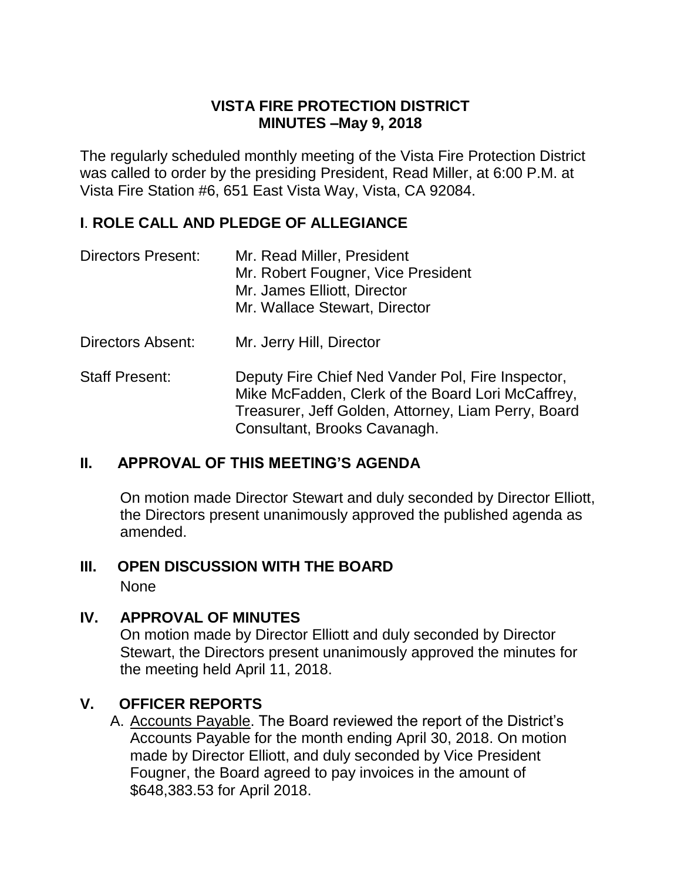# VISTA FIRE PROTECTION DISTRICT
# MINUTES –May 9, 2018

The regularly scheduled monthly meeting of the Vista Fire Protection District was called to order by the presiding President, Read Miller, at 6:00 P.M. at Vista Fire Station #6, 651 East Vista Way, Vista, CA 92084.

## I. ROLE CALL AND PLEDGE OF ALLEGIANCE

Directors Present: Mr. Read Miller, President
Mr. Robert Fougner, Vice President
Mr. James Elliott, Director
Mr. Wallace Stewart, Director

Directors Absent: Mr. Jerry Hill, Director

Staff Present: Deputy Fire Chief Ned Vander Pol, Fire Inspector, Mike McFadden, Clerk of the Board Lori McCaffrey, Treasurer, Jeff Golden, Attorney, Liam Perry, Board Consultant, Brooks Cavanagh.

## II. APPROVAL OF THIS MEETING'S AGENDA

On motion made Director Stewart and duly seconded by Director Elliott, the Directors present unanimously approved the published agenda as amended.

## III. OPEN DISCUSSION WITH THE BOARD

None

## IV. APPROVAL OF MINUTES

On motion made by Director Elliott and duly seconded by Director Stewart, the Directors present unanimously approved the minutes for the meeting held April 11, 2018.

## V. OFFICER REPORTS

A. Accounts Payable. The Board reviewed the report of the District's Accounts Payable for the month ending April 30, 2018. On motion made by Director Elliott, and duly seconded by Vice President Fougner, the Board agreed to pay invoices in the amount of $648,383.53 for April 2018.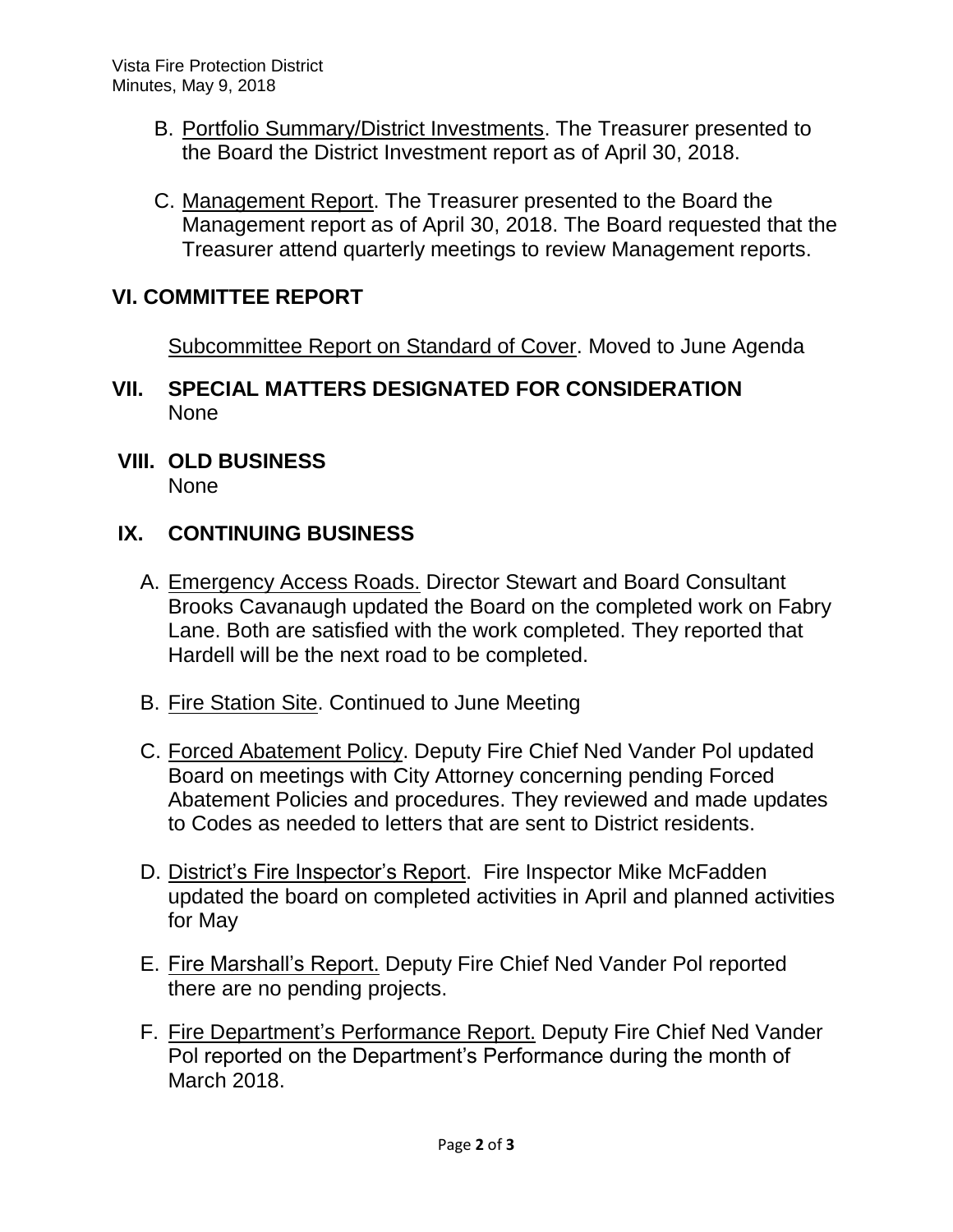B. Portfolio Summary/District Investments. The Treasurer presented to the Board the District Investment report as of April 30, 2018.

C. Management Report. The Treasurer presented to the Board the Management report as of April 30, 2018. The Board requested that the Treasurer attend quarterly meetings to review Management reports.

## VI. COMMITTEE REPORT

Subcommittee Report on Standard of Cover. Moved to June Agenda

## VII. SPECIAL MATTERS DESIGNATED FOR CONSIDERATION

None

## VIII. OLD BUSINESS

None

## IX. CONTINUING BUSINESS

A. Emergency Access Roads. Director Stewart and Board Consultant Brooks Cavanaugh updated the Board on the completed work on Fabry Lane. Both are satisfied with the work completed. They reported that Hardell will be the next road to be completed.

B. Fire Station Site. Continued to June Meeting

C. Forced Abatement Policy. Deputy Fire Chief Ned Vander Pol updated Board on meetings with City Attorney concerning pending Forced Abatement Policies and procedures. They reviewed and made updates to Codes as needed to letters that are sent to District residents.

D. District's Fire Inspector's Report. Fire Inspector Mike McFadden updated the board on completed activities in April and planned activities for May

E. Fire Marshall's Report. Deputy Fire Chief Ned Vander Pol reported there are no pending projects.

F. Fire Department's Performance Report. Deputy Fire Chief Ned Vander Pol reported on the Department's Performance during the month of March 2018.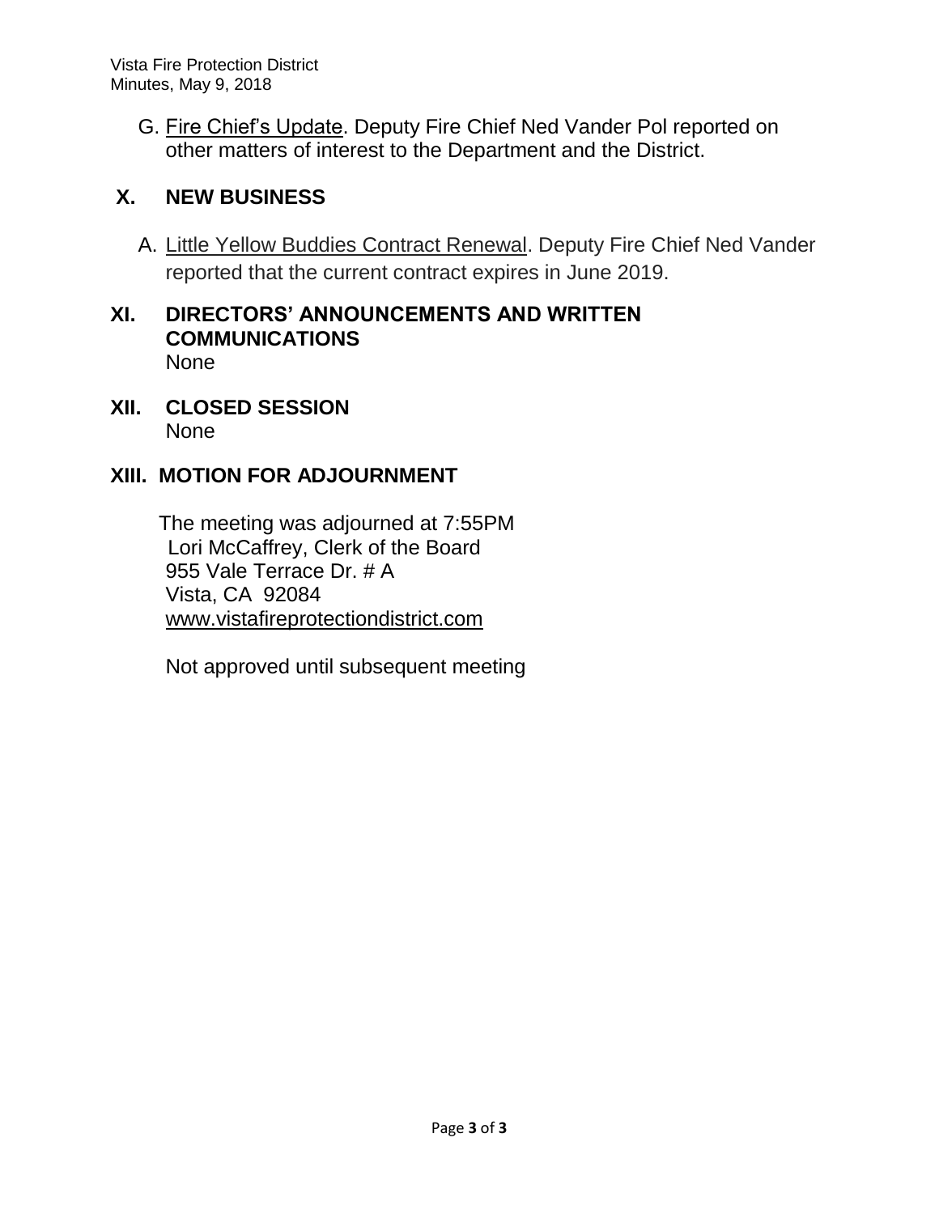G. Fire Chief's Update. Deputy Fire Chief Ned Vander Pol reported on other matters of interest to the Department and the District.

## X. NEW BUSINESS

A. Little Yellow Buddies Contract Renewal. Deputy Fire Chief Ned Vander reported that the current contract expires in June 2019.

## XI. DIRECTORS' ANNOUNCEMENTS AND WRITTEN COMMUNICATIONS

None

## XII. CLOSED SESSION

None

## XIII. MOTION FOR ADJOURNMENT

The meeting was adjourned at 7:55PM
Lori McCaffrey, Clerk of the Board
955 Vale Terrace Dr. # A
Vista, CA 92084
www.vistafireprotectiondistrict.com

Not approved until subsequent meeting